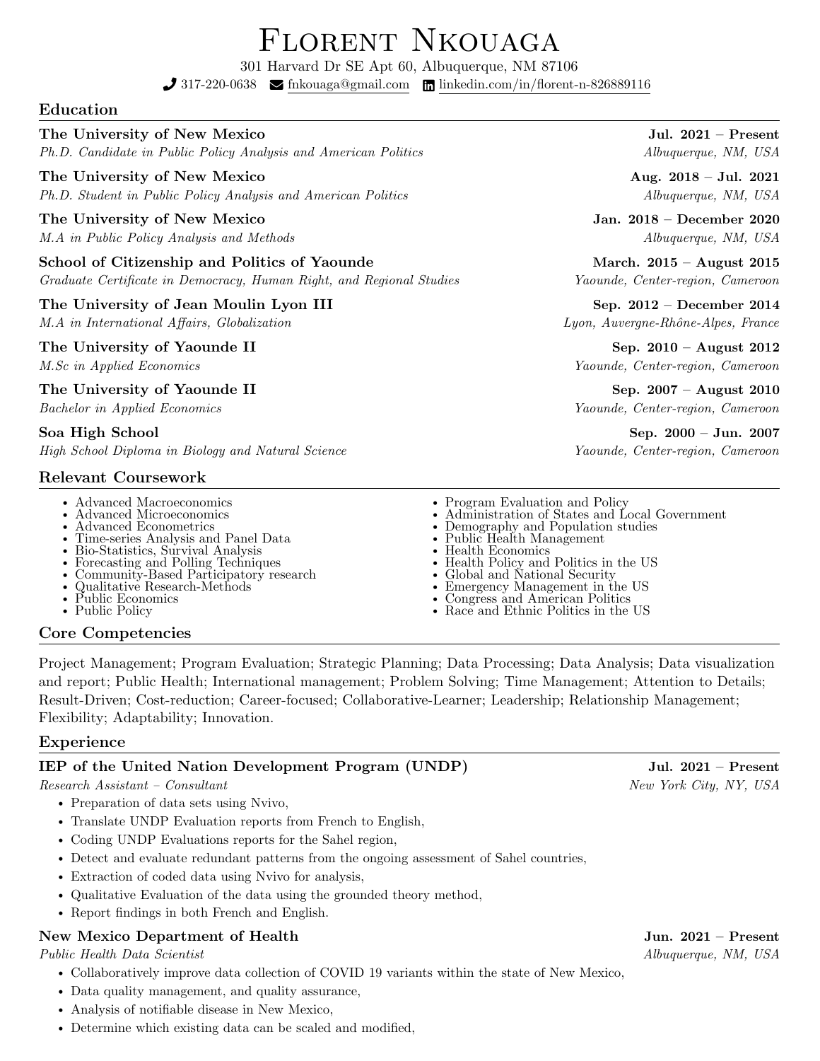# Florent Nkouaga

301 Harvard Dr SE Apt 60, Albuquerque, NM 87106

317-220-0638 | fnkouaga@gmail.com | linkedin.com/in/florent-n-826889116

## Education

**The University of New Mexico** — **Jul. 2021 – Present**
*Ph.D. Candidate in Public Policy Analysis and American Politics* — *Albuquerque, NM, USA*

**The University of New Mexico** — **Aug. 2018 – Jul. 2021**
*Ph.D. Student in Public Policy Analysis and American Politics* — *Albuquerque, NM, USA*

**The University of New Mexico** — **Jan. 2018 – December 2020**
*M.A in Public Policy Analysis and Methods* — *Albuquerque, NM, USA*

**School of Citizenship and Politics of Yaounde** — **March. 2015 – August 2015**
*Graduate Certificate in Democracy, Human Right, and Regional Studies* — *Yaounde, Center-region, Cameroon*

**The University of Jean Moulin Lyon III** — **Sep. 2012 – December 2014**
*M.A in International Affairs, Globalization* — *Lyon, Auvergne-Rhône-Alpes, France*

**The University of Yaounde II** — **Sep. 2010 – August 2012**
*M.Sc in Applied Economics* — *Yaounde, Center-region, Cameroon*

**The University of Yaounde II** — **Sep. 2007 – August 2010**
*Bachelor in Applied Economics* — *Yaounde, Center-region, Cameroon*

**Soa High School** — **Sep. 2000 – Jun. 2007**
*High School Diploma in Biology and Natural Science* — *Yaounde, Center-region, Cameroon*

## Relevant Coursework

- Advanced Macroeconomics
- Advanced Microeconomics
- Advanced Econometrics
- Time-series Analysis and Panel Data
- Bio-Statistics, Survival Analysis
- Forecasting and Polling Techniques
- Community-Based Participatory research
- Qualitative Research-Methods
- Public Economics
- Public Policy
- Program Evaluation and Policy
- Administration of States and Local Government
- Demography and Population studies
- Public Health Management
- Health Economics
- Health Policy and Politics in the US
- Global and National Security
- Emergency Management in the US
- Congress and American Politics
- Race and Ethnic Politics in the US

## Core Competencies

Project Management; Program Evaluation; Strategic Planning; Data Processing; Data Analysis; Data visualization and report; Public Health; International management; Problem Solving; Time Management; Attention to Details; Result-Driven; Cost-reduction; Career-focused; Collaborative-Learner; Leadership; Relationship Management; Flexibility; Adaptability; Innovation.

## Experience

**IEP of the United Nation Development Program (UNDP)** — **Jul. 2021 – Present**
*Research Assistant – Consultant* — *New York City, NY, USA*

- Preparation of data sets using Nvivo,
- Translate UNDP Evaluation reports from French to English,
- Coding UNDP Evaluations reports for the Sahel region,
- Detect and evaluate redundant patterns from the ongoing assessment of Sahel countries,
- Extraction of coded data using Nvivo for analysis,
- Qualitative Evaluation of the data using the grounded theory method,
- Report findings in both French and English.

**New Mexico Department of Health** — **Jun. 2021 – Present**
*Public Health Data Scientist* — *Albuquerque, NM, USA*

- Collaboratively improve data collection of COVID 19 variants within the state of New Mexico,
- Data quality management, and quality assurance,
- Analysis of notifiable disease in New Mexico,
- Determine which existing data can be scaled and modified,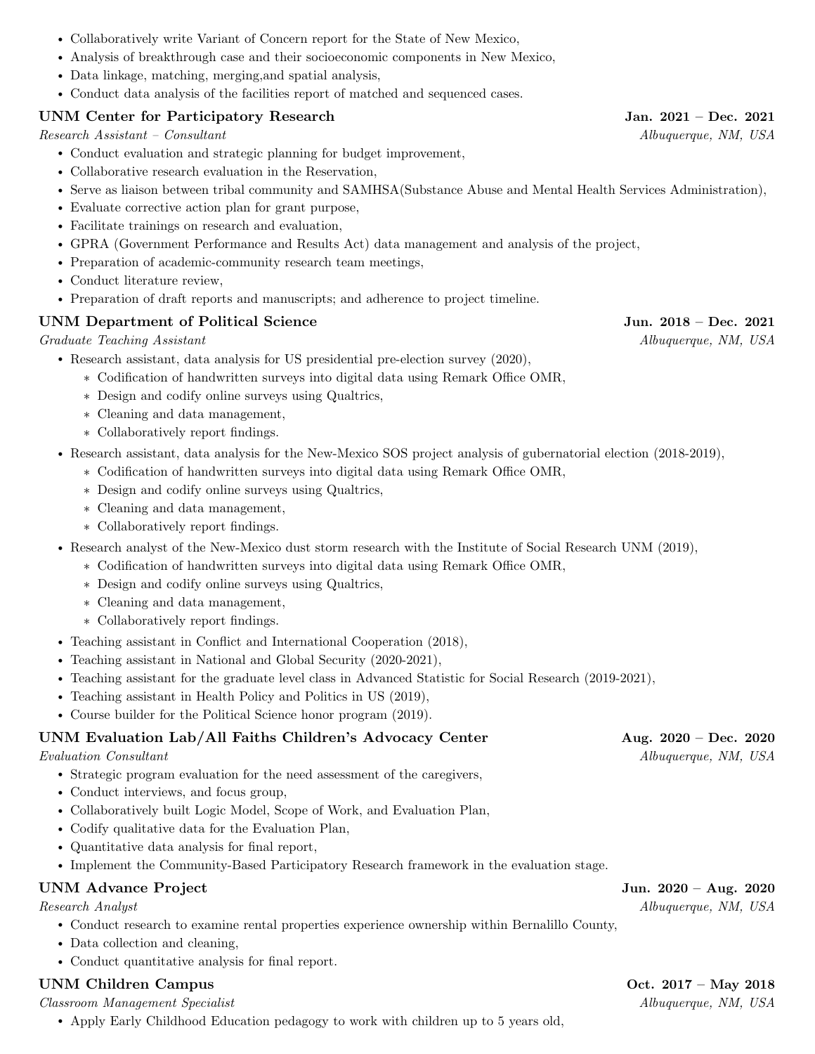- Collaboratively write Variant of Concern report for the State of New Mexico,
- Analysis of breakthrough case and their socioeconomic components in New Mexico,
- Data linkage, matching, merging,and spatial analysis,
- Conduct data analysis of the facilities report of matched and sequenced cases.

**UNM Center for Participatory Research** — **Jan. 2021 – Dec. 2021**
*Research Assistant – Consultant* — *Albuquerque, NM, USA*

- Conduct evaluation and strategic planning for budget improvement,
- Collaborative research evaluation in the Reservation,
- Serve as liaison between tribal community and SAMHSA(Substance Abuse and Mental Health Services Administration),
- Evaluate corrective action plan for grant purpose,
- Facilitate trainings on research and evaluation,
- GPRA (Government Performance and Results Act) data management and analysis of the project,
- Preparation of academic-community research team meetings,
- Conduct literature review,
- Preparation of draft reports and manuscripts; and adherence to project timeline.

**UNM Department of Political Science** — **Jun. 2018 – Dec. 2021**
*Graduate Teaching Assistant* — *Albuquerque, NM, USA*

- Research assistant, data analysis for US presidential pre-election survey (2020),
  - Codification of handwritten surveys into digital data using Remark Office OMR,
  - Design and codify online surveys using Qualtrics,
  - Cleaning and data management,
  - Collaboratively report findings.
- Research assistant, data analysis for the New-Mexico SOS project analysis of gubernatorial election (2018-2019),
  - Codification of handwritten surveys into digital data using Remark Office OMR,
  - Design and codify online surveys using Qualtrics,
  - Cleaning and data management,
  - Collaboratively report findings.
- Research analyst of the New-Mexico dust storm research with the Institute of Social Research UNM (2019),
  - Codification of handwritten surveys into digital data using Remark Office OMR,
  - Design and codify online surveys using Qualtrics,
  - Cleaning and data management,
  - Collaboratively report findings.
- Teaching assistant in Conflict and International Cooperation (2018),
- Teaching assistant in National and Global Security (2020-2021),
- Teaching assistant for the graduate level class in Advanced Statistic for Social Research (2019-2021),
- Teaching assistant in Health Policy and Politics in US (2019),
- Course builder for the Political Science honor program (2019).

**UNM Evaluation Lab/All Faiths Children's Advocacy Center** — **Aug. 2020 – Dec. 2020**
*Evaluation Consultant* — *Albuquerque, NM, USA*

- Strategic program evaluation for the need assessment of the caregivers,
- Conduct interviews, and focus group,
- Collaboratively built Logic Model, Scope of Work, and Evaluation Plan,
- Codify qualitative data for the Evaluation Plan,
- Quantitative data analysis for final report,
- Implement the Community-Based Participatory Research framework in the evaluation stage.

**UNM Advance Project** — **Jun. 2020 – Aug. 2020**
*Research Analyst* — *Albuquerque, NM, USA*

- Conduct research to examine rental properties experience ownership within Bernalillo County,
- Data collection and cleaning,
- Conduct quantitative analysis for final report.

**UNM Children Campus** — **Oct. 2017 – May 2018**
*Classroom Management Specialist* — *Albuquerque, NM, USA*

- Apply Early Childhood Education pedagogy to work with children up to 5 years old,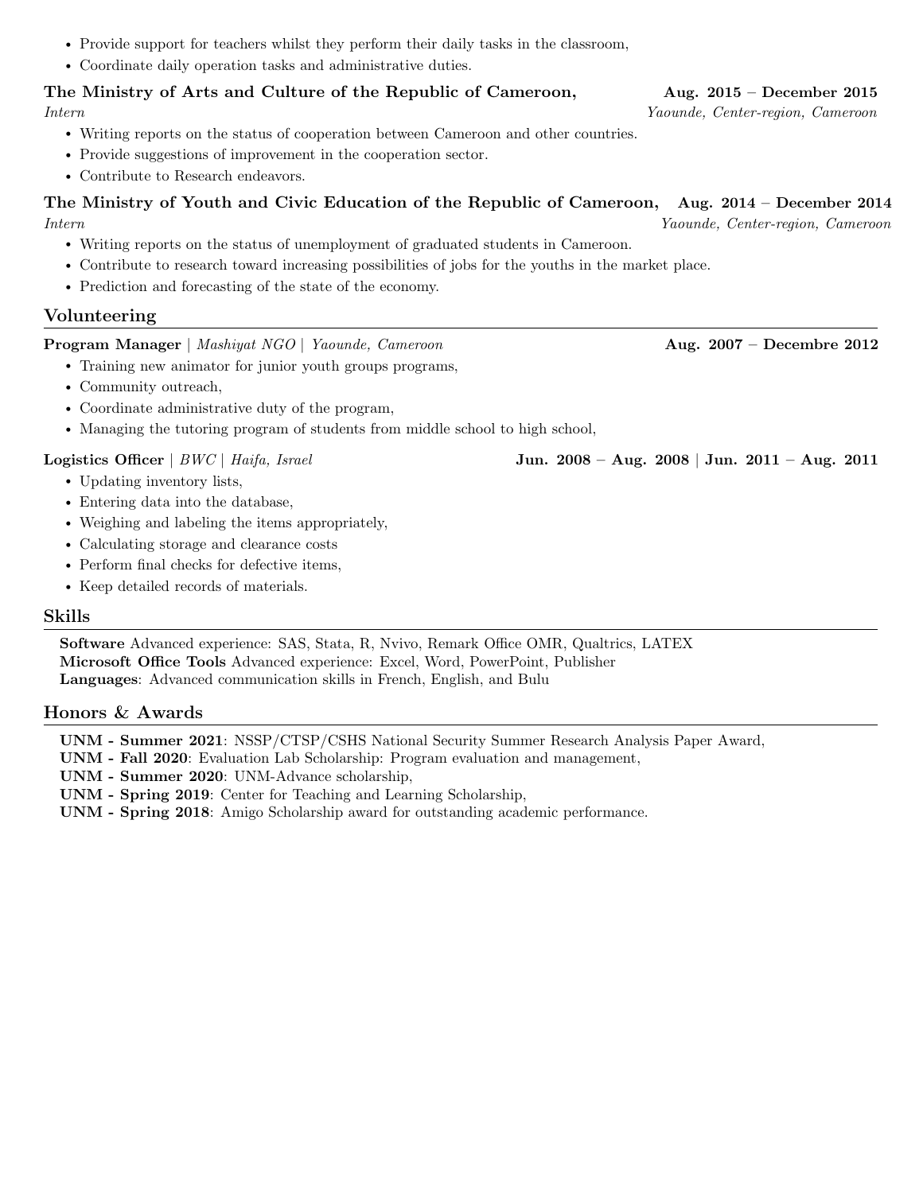- Provide support for teachers whilst they perform their daily tasks in the classroom,
- Coordinate daily operation tasks and administrative duties.

**The Ministry of Arts and Culture of the Republic of Cameroon,** **Aug. 2015 – December 2015**
*Intern* *Yaounde, Center-region, Cameroon*

- Writing reports on the status of cooperation between Cameroon and other countries.
- Provide suggestions of improvement in the cooperation sector.
- Contribute to Research endeavors.

**The Ministry of Youth and Civic Education of the Republic of Cameroon,** **Aug. 2014 – December 2014**
*Intern* *Yaounde, Center-region, Cameroon*

- Writing reports on the status of unemployment of graduated students in Cameroon.
- Contribute to research toward increasing possibilities of jobs for the youths in the market place.
- Prediction and forecasting of the state of the economy.

## Volunteering

**Program Manager** | *Mashiyat NGO* | *Yaounde, Cameroon* **Aug. 2007 – Decembre 2012**

- Training new animator for junior youth groups programs,
- Community outreach,
- Coordinate administrative duty of the program,
- Managing the tutoring program of students from middle school to high school,

**Logistics Officer** | *BWC* | *Haifa, Israel* **Jun. 2008 – Aug. 2008 | Jun. 2011 – Aug. 2011**

- Updating inventory lists,
- Entering data into the database,
- Weighing and labeling the items appropriately,
- Calculating storage and clearance costs
- Perform final checks for defective items,
- Keep detailed records of materials.

## Skills

**Software** Advanced experience: SAS, Stata, R, Nvivo, Remark Office OMR, Qualtrics, LATEX
**Microsoft Office Tools** Advanced experience: Excel, Word, PowerPoint, Publisher
**Languages**: Advanced communication skills in French, English, and Bulu

## Honors & Awards

**UNM - Summer 2021**: NSSP/CTSP/CSHS National Security Summer Research Analysis Paper Award,
**UNM - Fall 2020**: Evaluation Lab Scholarship: Program evaluation and management,
**UNM - Summer 2020**: UNM-Advance scholarship,
**UNM - Spring 2019**: Center for Teaching and Learning Scholarship,
**UNM - Spring 2018**: Amigo Scholarship award for outstanding academic performance.